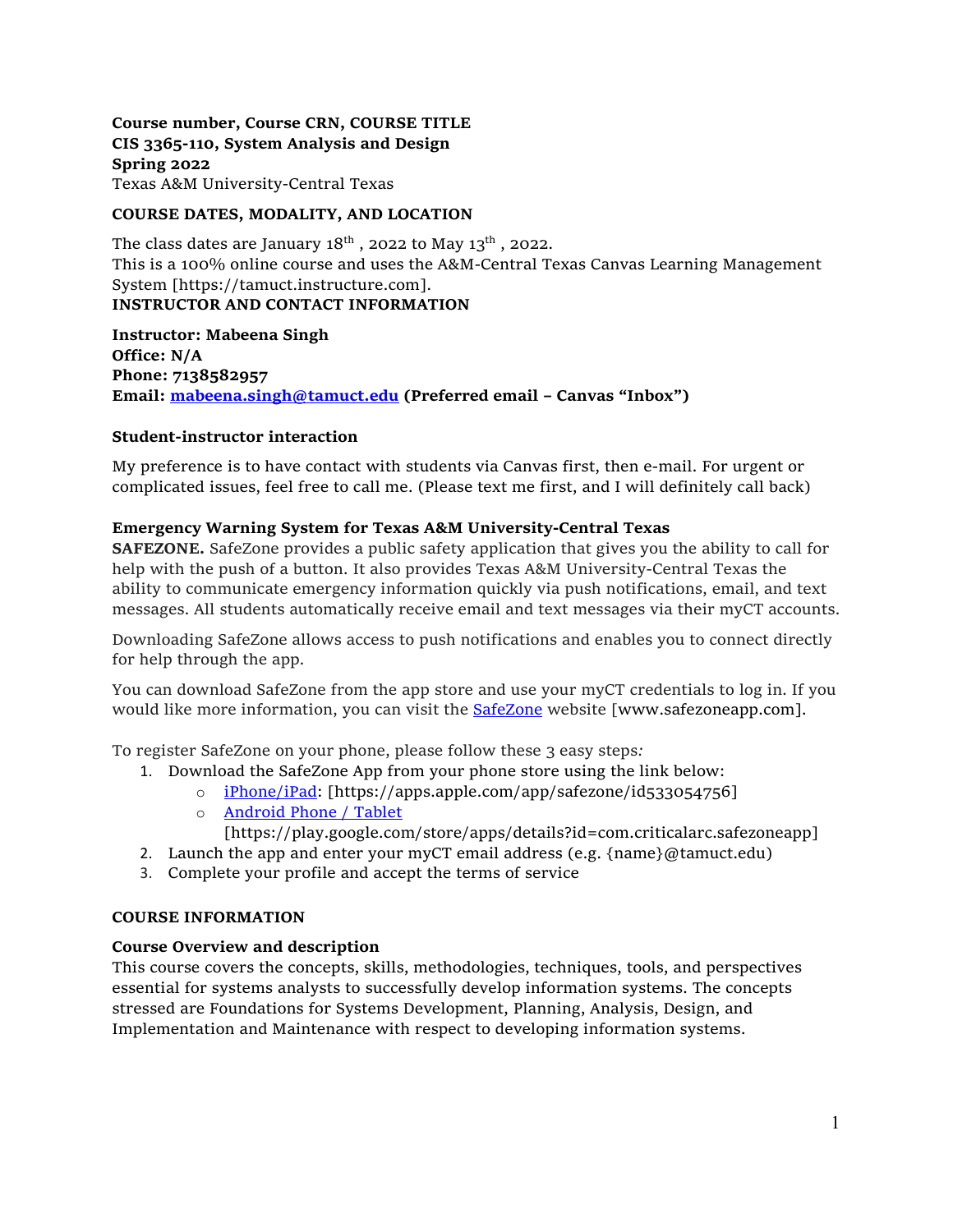**Course number, Course CRN, COURSE TITLE**
**CIS 3365-110, System Analysis and Design**
**Spring 2022**
Texas A&M University-Central Texas

## COURSE DATES, MODALITY, AND LOCATION

The class dates are January 18th , 2022 to May 13th , 2022.
This is a 100% online course and uses the A&M-Central Texas Canvas Learning Management System [https://tamuct.instructure.com].

## INSTRUCTOR AND CONTACT INFORMATION

**Instructor: Mabeena Singh**
**Office: N/A**
**Phone: 7138582957**
**Email: [mabeena.singh@tamuct.edu](mailto:mabeena.singh@tamuct.edu) (Preferred email – Canvas "Inbox")**

### Student-instructor interaction

My preference is to have contact with students via Canvas first, then e-mail. For urgent or complicated issues, feel free to call me. (Please text me first, and I will definitely call back)

### Emergency Warning System for Texas A&M University-Central Texas

**SAFEZONE.** SafeZone provides a public safety application that gives you the ability to call for help with the push of a button. It also provides Texas A&M University-Central Texas the ability to communicate emergency information quickly via push notifications, email, and text messages. All students automatically receive email and text messages via their myCT accounts.

Downloading SafeZone allows access to push notifications and enables you to connect directly for help through the app.

You can download SafeZone from the app store and use your myCT credentials to log in. If you would like more information, you can visit the SafeZone website [www.safezoneapp.com].

To register SafeZone on your phone, please follow these 3 easy steps*:*

1. Download the SafeZone App from your phone store using the link below:
   - iPhone/iPad: [https://apps.apple.com/app/safezone/id533054756]
   - Android Phone / Tablet [https://play.google.com/store/apps/details?id=com.criticalarc.safezoneapp]
2. Launch the app and enter your myCT email address (e.g. {name}@tamuct.edu)
3. Complete your profile and accept the terms of service

## COURSE INFORMATION

### Course Overview and description

This course covers the concepts, skills, methodologies, techniques, tools, and perspectives essential for systems analysts to successfully develop information systems. The concepts stressed are Foundations for Systems Development, Planning, Analysis, Design, and Implementation and Maintenance with respect to developing information systems.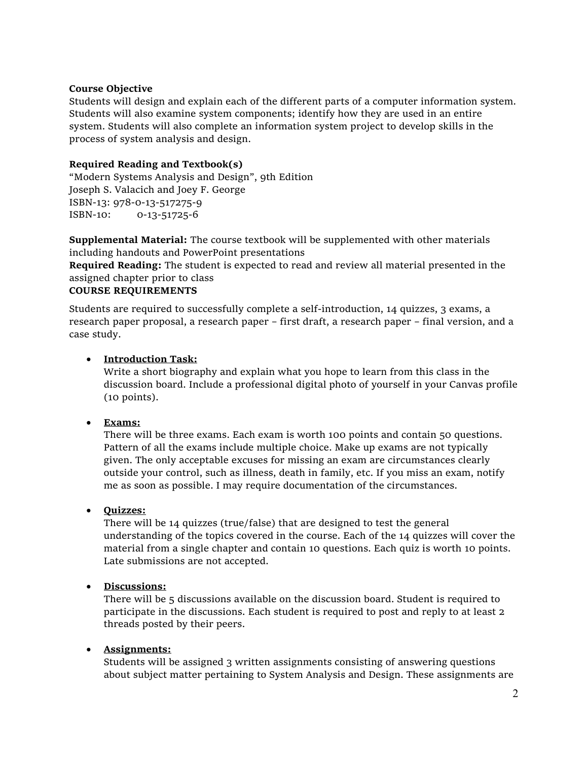**Course Objective**
Students will design and explain each of the different parts of a computer information system. Students will also examine system components; identify how they are used in an entire system. Students will also complete an information system project to develop skills in the process of system analysis and design.

**Required Reading and Textbook(s)**
"Modern Systems Analysis and Design", 9th Edition
Joseph S. Valacich and Joey F. George
ISBN-13: 978-0-13-517275-9
ISBN-10: 0-13-51725-6

**Supplemental Material:** The course textbook will be supplemented with other materials including handouts and PowerPoint presentations
**Required Reading:** The student is expected to read and review all material presented in the assigned chapter prior to class
**COURSE REQUIREMENTS**

Students are required to successfully complete a self-introduction, 14 quizzes, 3 exams, a research paper proposal, a research paper – first draft, a research paper – final version, and a case study.

- **Introduction Task:**
  Write a short biography and explain what you hope to learn from this class in the discussion board. Include a professional digital photo of yourself in your Canvas profile (10 points).

- **Exams:**
  There will be three exams. Each exam is worth 100 points and contain 50 questions. Pattern of all the exams include multiple choice. Make up exams are not typically given. The only acceptable excuses for missing an exam are circumstances clearly outside your control, such as illness, death in family, etc. If you miss an exam, notify me as soon as possible. I may require documentation of the circumstances.

- **Quizzes:**
  There will be 14 quizzes (true/false) that are designed to test the general understanding of the topics covered in the course. Each of the 14 quizzes will cover the material from a single chapter and contain 10 questions. Each quiz is worth 10 points. Late submissions are not accepted.

- **Discussions:**
  There will be 5 discussions available on the discussion board. Student is required to participate in the discussions. Each student is required to post and reply to at least 2 threads posted by their peers.

- **Assignments:**
  Students will be assigned 3 written assignments consisting of answering questions about subject matter pertaining to System Analysis and Design. These assignments are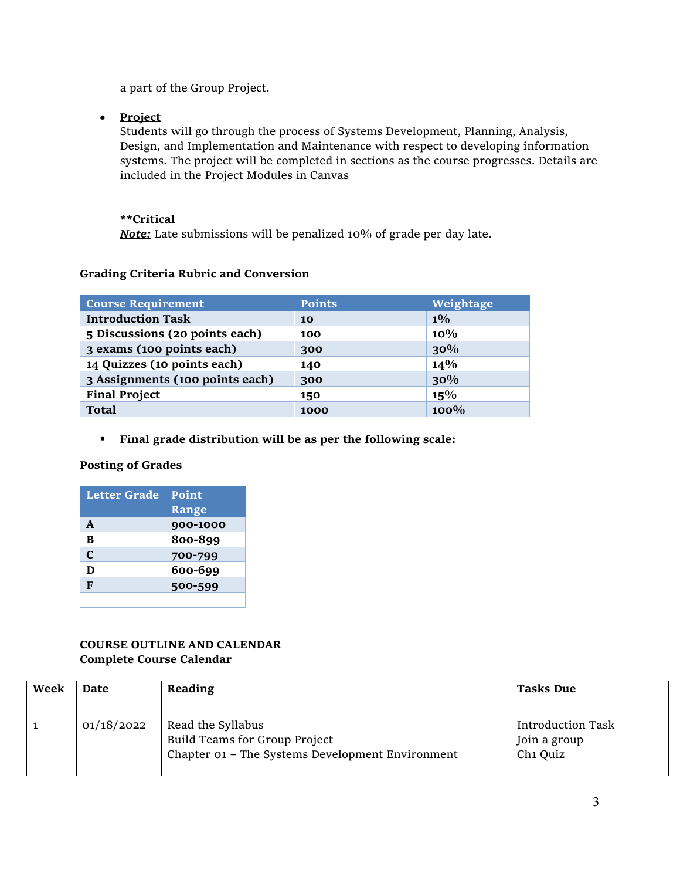a part of the Group Project.

- **Project**
  Students will go through the process of Systems Development, Planning, Analysis, Design, and Implementation and Maintenance with respect to developing information systems. The project will be completed in sections as the course progresses. Details are included in the Project Modules in Canvas

  **Critical
  ***Note:*** Late submissions will be penalized 10% of grade per day late.

**Grading Criteria Rubric and Conversion**

| Course Requirement | Points | Weightage |
|---|---|---|
| **Introduction Task** | **10** | **1%** |
| **5 Discussions (20 points each)** | **100** | **10%** |
| **3 exams (100 points each)** | **300** | **30%** |
| **14 Quizzes (10 points each)** | **140** | **14%** |
| **3 Assignments (100 points each)** | **300** | **30%** |
| **Final Project** | **150** | **15%** |
| **Total** | **1000** | **100%** |

- **Final grade distribution will be as per the following scale:**

**Posting of Grades**

| Letter Grade | Point Range |
|---|---|
| **A** | **900-1000** |
| **B** | **800-899** |
| **C** | **700-799** |
| **D** | **600-699** |
| **F** | **500-599** |
| | |

**COURSE OUTLINE AND CALENDAR**
**Complete Course Calendar**

| Week | Date | Reading | Tasks Due |
|---|---|---|---|
| 1 | 01/18/2022 | Read the Syllabus<br>Build Teams for Group Project<br>Chapter 01 – The Systems Development Environment | Introduction Task<br>Join a group<br>Ch1 Quiz |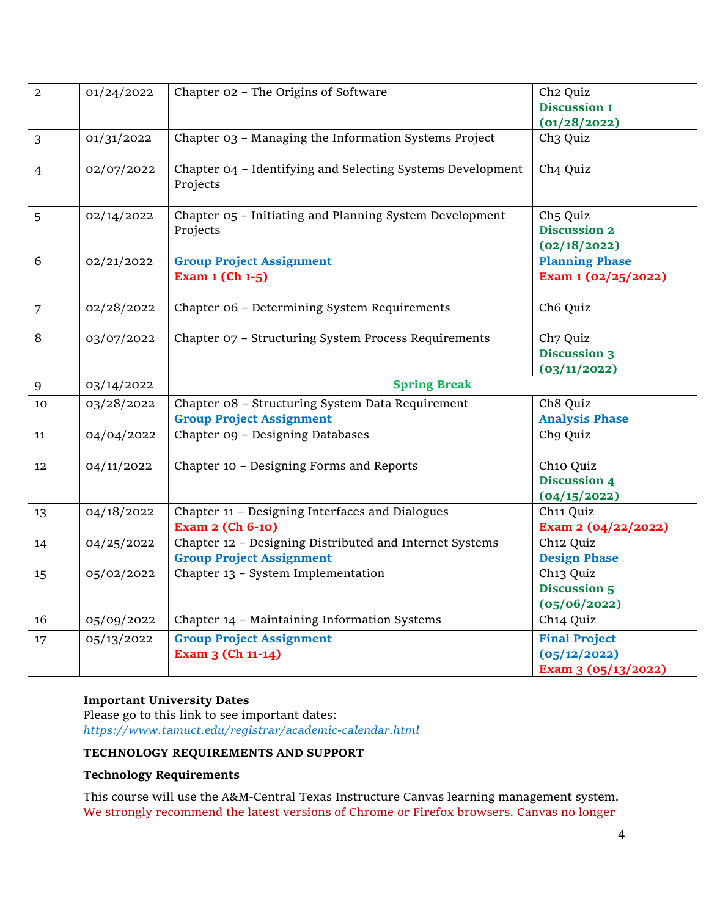| 2 | 01/24/2022 | Chapter 02 – The Origins of Software | Ch2 Quiz<br>**Discussion 1 (01/28/2022)** |
|---|---|---|---|
| 3 | 01/31/2022 | Chapter 03 – Managing the Information Systems Project | Ch3 Quiz |
| 4 | 02/07/2022 | Chapter 04 – Identifying and Selecting Systems Development Projects | Ch4 Quiz |
| 5 | 02/14/2022 | Chapter 05 – Initiating and Planning System Development Projects | Ch5 Quiz<br>**Discussion 2 (02/18/2022)** |
| 6 | 02/21/2022 | **Group Project Assignment**<br>**Exam 1 (Ch 1-5)** | **Planning Phase**<br>**Exam 1 (02/25/2022)** |
| 7 | 02/28/2022 | Chapter 06 – Determining System Requirements | Ch6 Quiz |
| 8 | 03/07/2022 | Chapter 07 – Structuring System Process Requirements | Ch7 Quiz<br>**Discussion 3 (03/11/2022)** |
| 9 | 03/14/2022 | **Spring Break** | |
| 10 | 03/28/2022 | Chapter 08 – Structuring System Data Requirement<br>**Group Project Assignment** | Ch8 Quiz<br>**Analysis Phase** |
| 11 | 04/04/2022 | Chapter 09 – Designing Databases | Ch9 Quiz |
| 12 | 04/11/2022 | Chapter 10 – Designing Forms and Reports | Ch10 Quiz<br>**Discussion 4 (04/15/2022)** |
| 13 | 04/18/2022 | Chapter 11 – Designing Interfaces and Dialogues<br>**Exam 2 (Ch 6-10)** | Ch11 Quiz<br>**Exam 2 (04/22/2022)** |
| 14 | 04/25/2022 | Chapter 12 – Designing Distributed and Internet Systems<br>**Group Project Assignment** | Ch12 Quiz<br>**Design Phase** |
| 15 | 05/02/2022 | Chapter 13 – System Implementation | Ch13 Quiz<br>**Discussion 5 (05/06/2022)** |
| 16 | 05/09/2022 | Chapter 14 – Maintaining Information Systems | Ch14 Quiz |
| 17 | 05/13/2022 | **Group Project Assignment**<br>**Exam 3 (Ch 11-14)** | **Final Project (05/12/2022)**<br>**Exam 3 (05/13/2022)** |

**Important University Dates**
Please go to this link to see important dates:
*https://www.tamuct.edu/registrar/academic-calendar.html*

**TECHNOLOGY REQUIREMENTS AND SUPPORT**

**Technology Requirements**

This course will use the A&M-Central Texas Instructure Canvas learning management system. We strongly recommend the latest versions of Chrome or Firefox browsers. Canvas no longer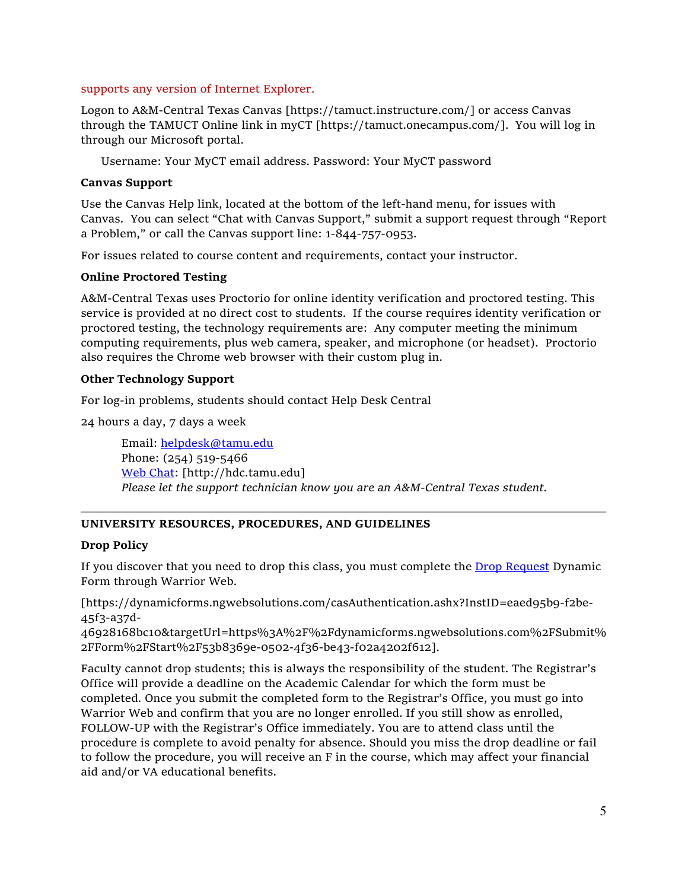supports any version of Internet Explorer.

Logon to A&M-Central Texas Canvas [https://tamuct.instructure.com/] or access Canvas through the TAMUCT Online link in myCT [https://tamuct.onecampus.com/]. You will log in through our Microsoft portal.

Username: Your MyCT email address. Password: Your MyCT password

**Canvas Support**

Use the Canvas Help link, located at the bottom of the left-hand menu, for issues with Canvas. You can select "Chat with Canvas Support," submit a support request through "Report a Problem," or call the Canvas support line: 1-844-757-0953.

For issues related to course content and requirements, contact your instructor.

**Online Proctored Testing**

A&M-Central Texas uses Proctorio for online identity verification and proctored testing. This service is provided at no direct cost to students. If the course requires identity verification or proctored testing, the technology requirements are: Any computer meeting the minimum computing requirements, plus web camera, speaker, and microphone (or headset). Proctorio also requires the Chrome web browser with their custom plug in.

**Other Technology Support**

For log-in problems, students should contact Help Desk Central

24 hours a day, 7 days a week

Email: helpdesk@tamu.edu
Phone: (254) 519-5466
Web Chat: [http://hdc.tamu.edu]
*Please let the support technician know you are an A&M-Central Texas student.*

---

**UNIVERSITY RESOURCES, PROCEDURES, AND GUIDELINES**

**Drop Policy**

If you discover that you need to drop this class, you must complete the Drop Request Dynamic Form through Warrior Web.

[https://dynamicforms.ngwebsolutions.com/casAuthentication.ashx?InstID=eaed95b9-f2be-45f3-a37d-46928168bc10&targetUrl=https%3A%2F%2Fdynamicforms.ngwebsolutions.com%2FSubmit%2FForm%2FStart%2F53b8369e-0502-4f36-be43-f02a4202f612].

Faculty cannot drop students; this is always the responsibility of the student. The Registrar's Office will provide a deadline on the Academic Calendar for which the form must be completed. Once you submit the completed form to the Registrar's Office, you must go into Warrior Web and confirm that you are no longer enrolled. If you still show as enrolled, FOLLOW-UP with the Registrar's Office immediately. You are to attend class until the procedure is complete to avoid penalty for absence. Should you miss the drop deadline or fail to follow the procedure, you will receive an F in the course, which may affect your financial aid and/or VA educational benefits.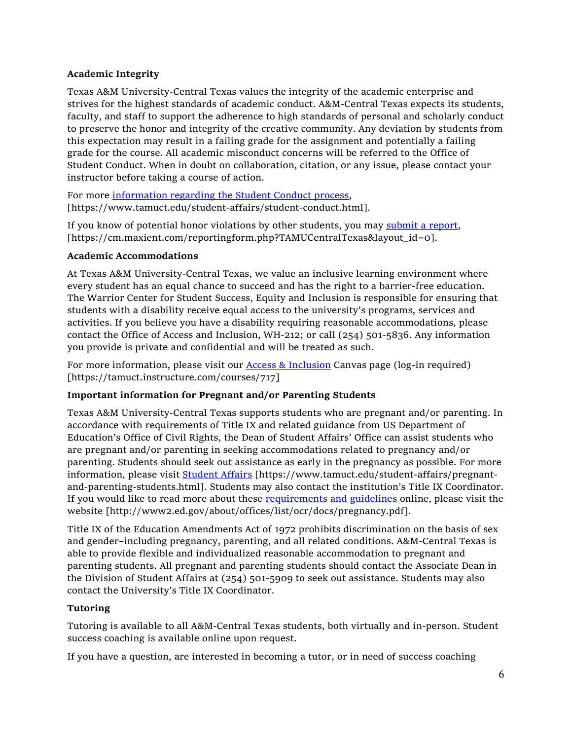**Academic Integrity**

Texas A&M University-Central Texas values the integrity of the academic enterprise and strives for the highest standards of academic conduct. A&M-Central Texas expects its students, faculty, and staff to support the adherence to high standards of personal and scholarly conduct to preserve the honor and integrity of the creative community. Any deviation by students from this expectation may result in a failing grade for the assignment and potentially a failing grade for the course. All academic misconduct concerns will be referred to the Office of Student Conduct. When in doubt on collaboration, citation, or any issue, please contact your instructor before taking a course of action.

For more information regarding the Student Conduct process, [https://www.tamuct.edu/student-affairs/student-conduct.html].

If you know of potential honor violations by other students, you may submit a report, [https://cm.maxient.com/reportingform.php?TAMUCentralTexas&layout_id=0].

**Academic Accommodations**

At Texas A&M University-Central Texas, we value an inclusive learning environment where every student has an equal chance to succeed and has the right to a barrier-free education. The Warrior Center for Student Success, Equity and Inclusion is responsible for ensuring that students with a disability receive equal access to the university's programs, services and activities. If you believe you have a disability requiring reasonable accommodations, please contact the Office of Access and Inclusion, WH-212; or call (254) 501-5836. Any information you provide is private and confidential and will be treated as such.

For more information, please visit our Access & Inclusion Canvas page (log-in required) [https://tamuct.instructure.com/courses/717]

**Important information for Pregnant and/or Parenting Students**

Texas A&M University-Central Texas supports students who are pregnant and/or parenting. In accordance with requirements of Title IX and related guidance from US Department of Education's Office of Civil Rights, the Dean of Student Affairs' Office can assist students who are pregnant and/or parenting in seeking accommodations related to pregnancy and/or parenting. Students should seek out assistance as early in the pregnancy as possible. For more information, please visit Student Affairs [https://www.tamuct.edu/student-affairs/pregnant-and-parenting-students.html]. Students may also contact the institution's Title IX Coordinator. If you would like to read more about these requirements and guidelines online, please visit the website [http://www2.ed.gov/about/offices/list/ocr/docs/pregnancy.pdf].

Title IX of the Education Amendments Act of 1972 prohibits discrimination on the basis of sex and gender–including pregnancy, parenting, and all related conditions. A&M-Central Texas is able to provide flexible and individualized reasonable accommodation to pregnant and parenting students. All pregnant and parenting students should contact the Associate Dean in the Division of Student Affairs at (254) 501-5909 to seek out assistance. Students may also contact the University's Title IX Coordinator.

**Tutoring**

Tutoring is available to all A&M-Central Texas students, both virtually and in-person. Student success coaching is available online upon request.

If you have a question, are interested in becoming a tutor, or in need of success coaching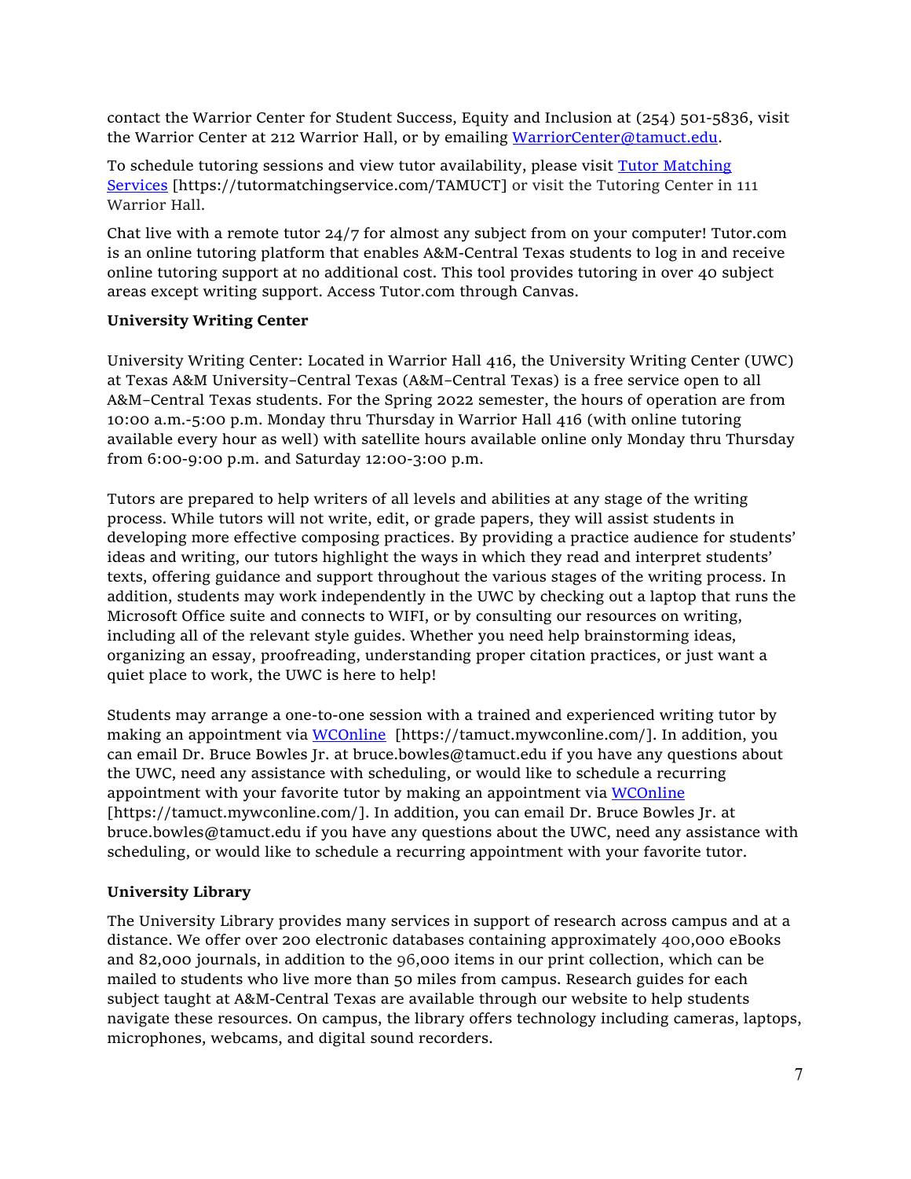contact the Warrior Center for Student Success, Equity and Inclusion at (254) 501-5836, visit the Warrior Center at 212 Warrior Hall, or by emailing [WarriorCenter@tamuct.edu](mailto:WarriorCenter@tamuct.edu).

To schedule tutoring sessions and view tutor availability, please visit [Tutor Matching Services](https://tutormatchingservice.com/TAMUCT) [https://tutormatchingservice.com/TAMUCT] or visit the Tutoring Center in 111 Warrior Hall.

Chat live with a remote tutor 24/7 for almost any subject from on your computer! Tutor.com is an online tutoring platform that enables A&M-Central Texas students to log in and receive online tutoring support at no additional cost. This tool provides tutoring in over 40 subject areas except writing support. Access Tutor.com through Canvas.

**University Writing Center**

University Writing Center: Located in Warrior Hall 416, the University Writing Center (UWC) at Texas A&M University–Central Texas (A&M–Central Texas) is a free service open to all A&M–Central Texas students. For the Spring 2022 semester, the hours of operation are from 10:00 a.m.-5:00 p.m. Monday thru Thursday in Warrior Hall 416 (with online tutoring available every hour as well) with satellite hours available online only Monday thru Thursday from 6:00-9:00 p.m. and Saturday 12:00-3:00 p.m.

Tutors are prepared to help writers of all levels and abilities at any stage of the writing process. While tutors will not write, edit, or grade papers, they will assist students in developing more effective composing practices. By providing a practice audience for students' ideas and writing, our tutors highlight the ways in which they read and interpret students' texts, offering guidance and support throughout the various stages of the writing process. In addition, students may work independently in the UWC by checking out a laptop that runs the Microsoft Office suite and connects to WIFI, or by consulting our resources on writing, including all of the relevant style guides. Whether you need help brainstorming ideas, organizing an essay, proofreading, understanding proper citation practices, or just want a quiet place to work, the UWC is here to help!

Students may arrange a one-to-one session with a trained and experienced writing tutor by making an appointment via [WCOnline](https://tamuct.mywconline.com/) [https://tamuct.mywconline.com/]. In addition, you can email Dr. Bruce Bowles Jr. at bruce.bowles@tamuct.edu if you have any questions about the UWC, need any assistance with scheduling, or would like to schedule a recurring appointment with your favorite tutor by making an appointment via [WCOnline](https://tamuct.mywconline.com/) [https://tamuct.mywconline.com/]. In addition, you can email Dr. Bruce Bowles Jr. at bruce.bowles@tamuct.edu if you have any questions about the UWC, need any assistance with scheduling, or would like to schedule a recurring appointment with your favorite tutor.

**University Library**

The University Library provides many services in support of research across campus and at a distance. We offer over 200 electronic databases containing approximately 400,000 eBooks and 82,000 journals, in addition to the 96,000 items in our print collection, which can be mailed to students who live more than 50 miles from campus. Research guides for each subject taught at A&M-Central Texas are available through our website to help students navigate these resources. On campus, the library offers technology including cameras, laptops, microphones, webcams, and digital sound recorders.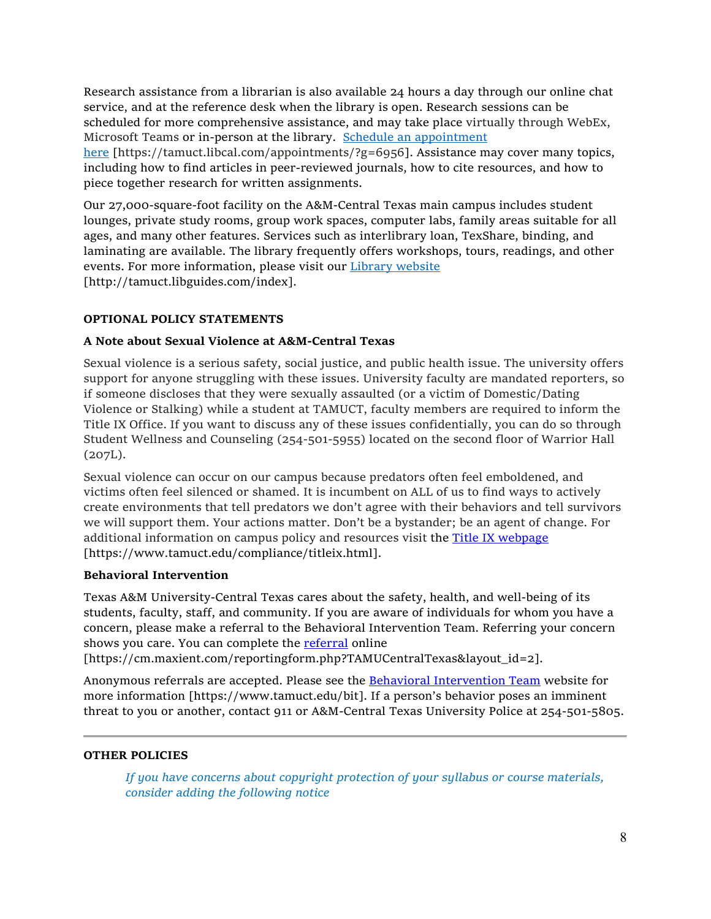Research assistance from a librarian is also available 24 hours a day through our online chat service, and at the reference desk when the library is open. Research sessions can be scheduled for more comprehensive assistance, and may take place virtually through WebEx, Microsoft Teams or in-person at the library. [Schedule an appointment here](https://tamuct.libcal.com/appointments/?g=6956) [https://tamuct.libcal.com/appointments/?g=6956]. Assistance may cover many topics, including how to find articles in peer-reviewed journals, how to cite resources, and how to piece together research for written assignments.

Our 27,000-square-foot facility on the A&M-Central Texas main campus includes student lounges, private study rooms, group work spaces, computer labs, family areas suitable for all ages, and many other features. Services such as interlibrary loan, TexShare, binding, and laminating are available. The library frequently offers workshops, tours, readings, and other events. For more information, please visit our [Library website](http://tamuct.libguides.com/index) [http://tamuct.libguides.com/index].

**OPTIONAL POLICY STATEMENTS**

**A Note about Sexual Violence at A&M-Central Texas**

Sexual violence is a serious safety, social justice, and public health issue. The university offers support for anyone struggling with these issues. University faculty are mandated reporters, so if someone discloses that they were sexually assaulted (or a victim of Domestic/Dating Violence or Stalking) while a student at TAMUCT, faculty members are required to inform the Title IX Office. If you want to discuss any of these issues confidentially, you can do so through Student Wellness and Counseling (254-501-5955) located on the second floor of Warrior Hall (207L).

Sexual violence can occur on our campus because predators often feel emboldened, and victims often feel silenced or shamed. It is incumbent on ALL of us to find ways to actively create environments that tell predators we don't agree with their behaviors and tell survivors we will support them. Your actions matter. Don't be a bystander; be an agent of change. For additional information on campus policy and resources visit the [Title IX webpage](https://www.tamuct.edu/compliance/titleix.html) [https://www.tamuct.edu/compliance/titleix.html].

**Behavioral Intervention**

Texas A&M University-Central Texas cares about the safety, health, and well-being of its students, faculty, staff, and community. If you are aware of individuals for whom you have a concern, please make a referral to the Behavioral Intervention Team. Referring your concern shows you care. You can complete the [referral](https://cm.maxient.com/reportingform.php?TAMUCentralTexas&layout_id=2) online [https://cm.maxient.com/reportingform.php?TAMUCentralTexas&layout_id=2].

Anonymous referrals are accepted. Please see the [Behavioral Intervention Team](https://www.tamuct.edu/bit) website for more information [https://www.tamuct.edu/bit]. If a person's behavior poses an imminent threat to you or another, contact 911 or A&M-Central Texas University Police at 254-501-5805.

---

**OTHER POLICIES**

*If you have concerns about copyright protection of your syllabus or course materials, consider adding the following notice*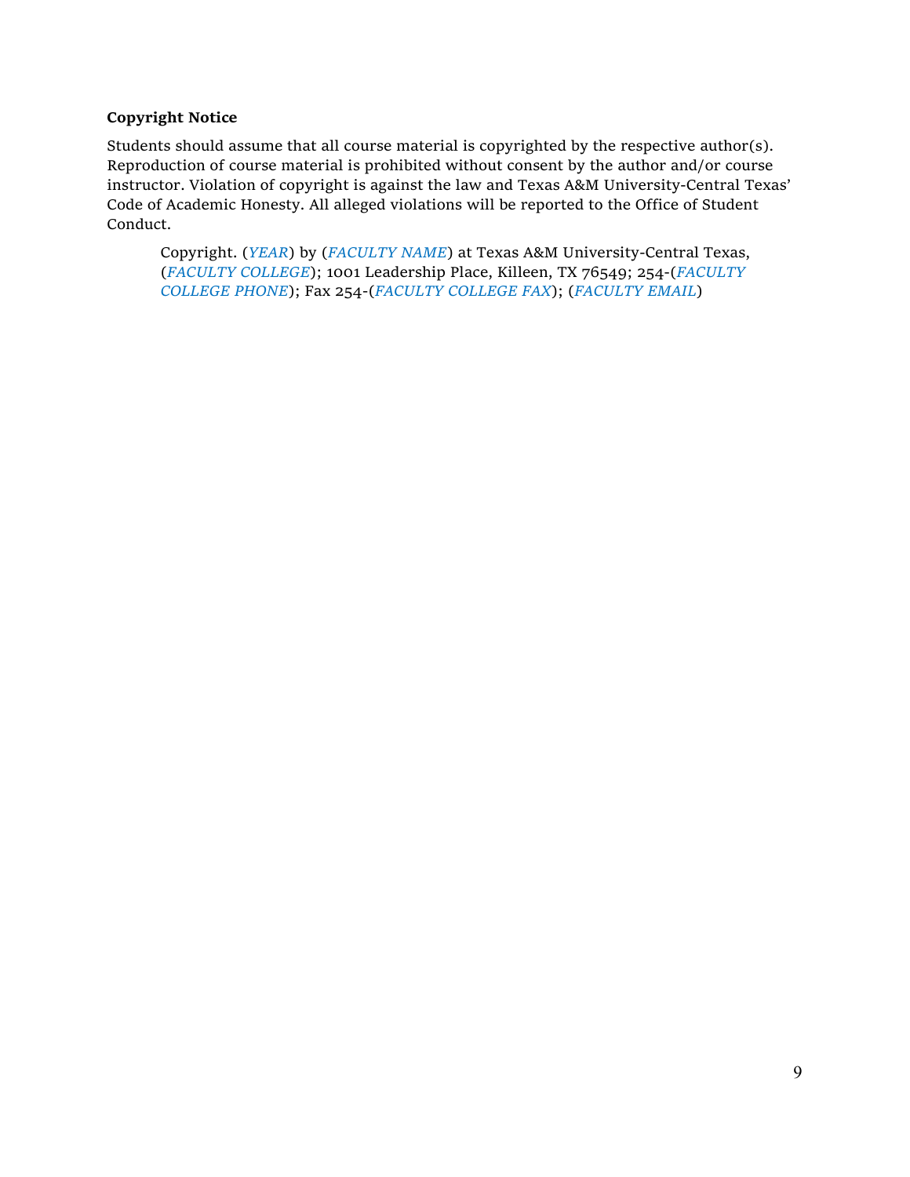**Copyright Notice**

Students should assume that all course material is copyrighted by the respective author(s). Reproduction of course material is prohibited without consent by the author and/or course instructor. Violation of copyright is against the law and Texas A&M University-Central Texas' Code of Academic Honesty. All alleged violations will be reported to the Office of Student Conduct.

> Copyright. (*YEAR*) by (*FACULTY NAME*) at Texas A&M University-Central Texas, (*FACULTY COLLEGE*); 1001 Leadership Place, Killeen, TX 76549; 254-(*FACULTY COLLEGE PHONE*); Fax 254-(*FACULTY COLLEGE FAX*); (*FACULTY EMAIL*)